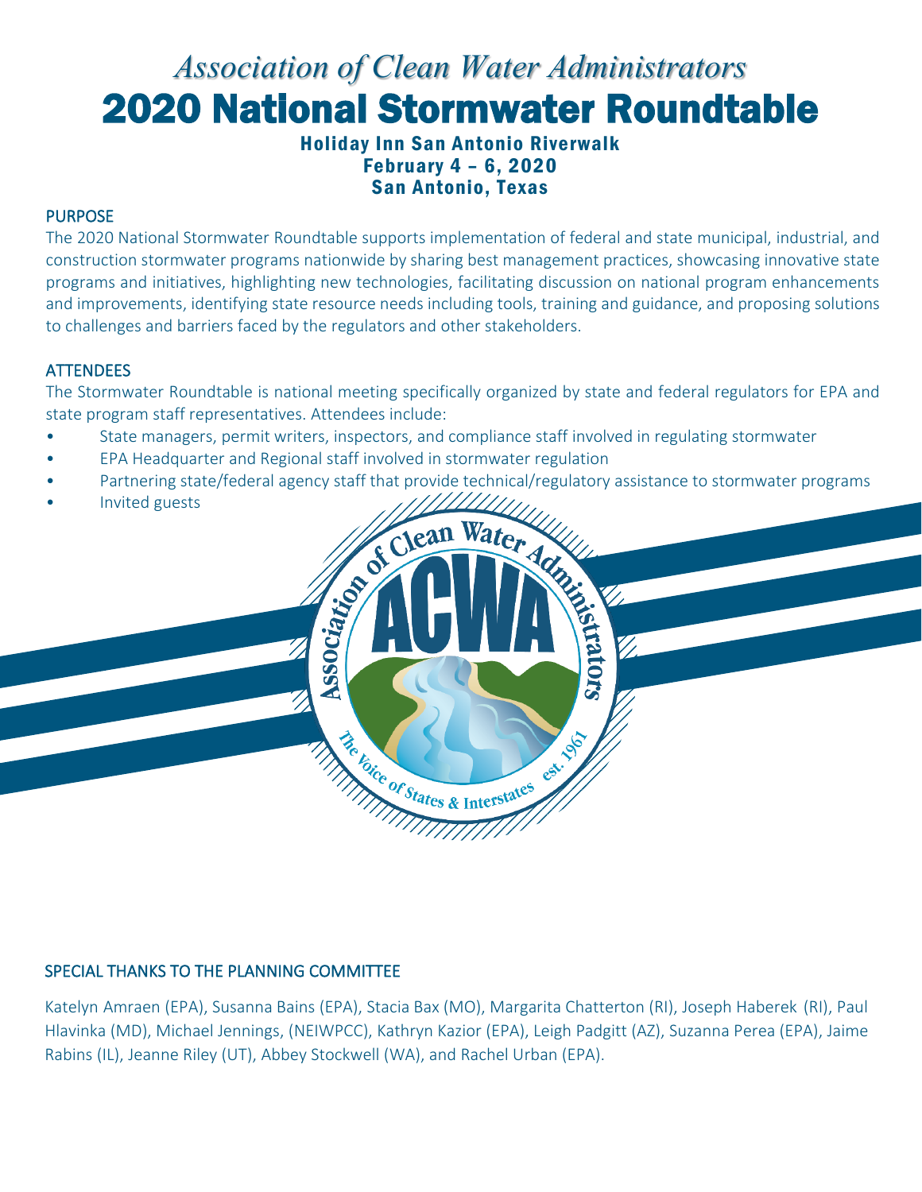# *Association of Clean Water Administrators*

# 2020 National Stormwater Roundtable

**Holiday Inn San Antonio Riverwalk**
**February 4 – 6, 2020**
**San Antonio, Texas**

## PURPOSE

The 2020 National Stormwater Roundtable supports implementation of federal and state municipal, industrial, and construction stormwater programs nationwide by sharing best management practices, showcasing innovative state programs and initiatives, highlighting new technologies, facilitating discussion on national program enhancements and improvements, identifying state resource needs including tools, training and guidance, and proposing solutions to challenges and barriers faced by the regulators and other stakeholders.

## ATTENDEES

The Stormwater Roundtable is national meeting specifically organized by state and federal regulators for EPA and state program staff representatives. Attendees include:

- State managers, permit writers, inspectors, and compliance staff involved in regulating stormwater
- EPA Headquarter and Regional staff involved in stormwater regulation
- Partnering state/federal agency staff that provide technical/regulatory assistance to stormwater programs
- Invited guests

## SPECIAL THANKS TO THE PLANNING COMMITTEE

Katelyn Amraen (EPA), Susanna Bains (EPA), Stacia Bax (MO), Margarita Chatterton (RI), Joseph Haberek (RI), Paul Hlavinka (MD), Michael Jennings, (NEIWPCC), Kathryn Kazior (EPA), Leigh Padgitt (AZ), Suzanna Perea (EPA), Jaime Rabins (IL), Jeanne Riley (UT), Abbey Stockwell (WA), and Rachel Urban (EPA).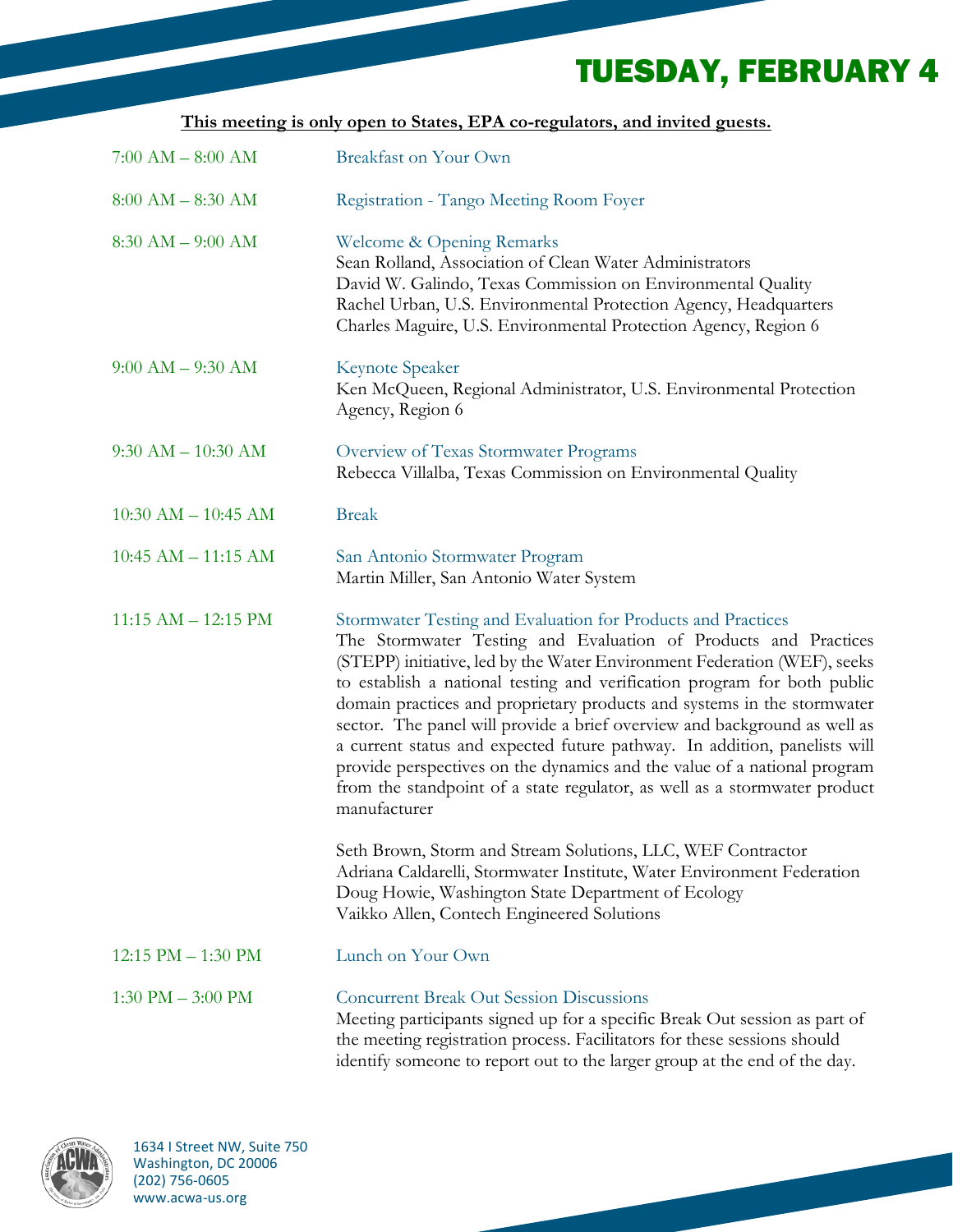# TUESDAY, FEBRUARY 4

**This meeting is only open to States, EPA co-regulators, and invited guests.**

| | |
|---|---|
| 7:00 AM – 8:00 AM | Breakfast on Your Own |
| 8:00 AM – 8:30 AM | Registration - Tango Meeting Room Foyer |
| 8:30 AM – 9:00 AM | Welcome & Opening Remarks<br>Sean Rolland, Association of Clean Water Administrators<br>David W. Galindo, Texas Commission on Environmental Quality<br>Rachel Urban, U.S. Environmental Protection Agency, Headquarters<br>Charles Maguire, U.S. Environmental Protection Agency, Region 6 |
| 9:00 AM – 9:30 AM | Keynote Speaker<br>Ken McQueen, Regional Administrator, U.S. Environmental Protection Agency, Region 6 |
| 9:30 AM – 10:30 AM | Overview of Texas Stormwater Programs<br>Rebecca Villalba, Texas Commission on Environmental Quality |
| 10:30 AM – 10:45 AM | Break |
| 10:45 AM – 11:15 AM | San Antonio Stormwater Program<br>Martin Miller, San Antonio Water System |
| 11:15 AM – 12:15 PM | Stormwater Testing and Evaluation for Products and Practices<br>The Stormwater Testing and Evaluation of Products and Practices (STEPP) initiative, led by the Water Environment Federation (WEF), seeks to establish a national testing and verification program for both public domain practices and proprietary products and systems in the stormwater sector. The panel will provide a brief overview and background as well as a current status and expected future pathway. In addition, panelists will provide perspectives on the dynamics and the value of a national program from the standpoint of a state regulator, as well as a stormwater product manufacturer<br><br>Seth Brown, Storm and Stream Solutions, LLC, WEF Contractor<br>Adriana Caldarelli, Stormwater Institute, Water Environment Federation<br>Doug Howie, Washington State Department of Ecology<br>Vaikko Allen, Contech Engineered Solutions |
| 12:15 PM – 1:30 PM | Lunch on Your Own |
| 1:30 PM – 3:00 PM | Concurrent Break Out Session Discussions<br>Meeting participants signed up for a specific Break Out session as part of the meeting registration process. Facilitators for these sessions should identify someone to report out to the larger group at the end of the day. |

1634 I Street NW, Suite 750
Washington, DC 20006
(202) 756-0605
www.acwa-us.org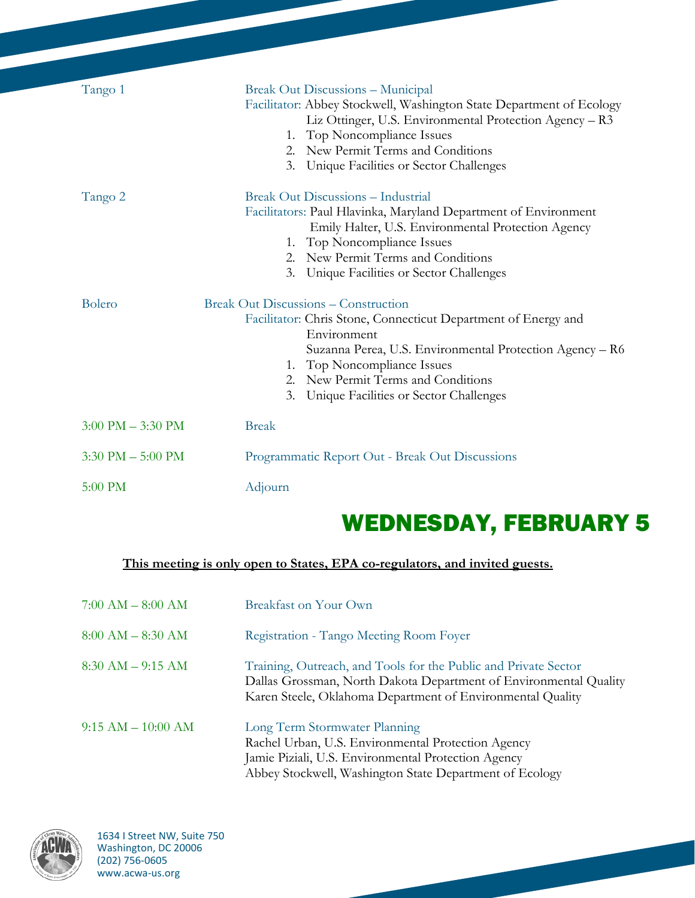| | |
|---|---|
| Tango 1 | Break Out Discussions – Municipal<br>Facilitator: Abbey Stockwell, Washington State Department of Ecology<br>Liz Ottinger, U.S. Environmental Protection Agency – R3<br>1. Top Noncompliance Issues<br>2. New Permit Terms and Conditions<br>3. Unique Facilities or Sector Challenges |
| Tango 2 | Break Out Discussions – Industrial<br>Facilitators: Paul Hlavinka, Maryland Department of Environment<br>Emily Halter, U.S. Environmental Protection Agency<br>1. Top Noncompliance Issues<br>2. New Permit Terms and Conditions<br>3. Unique Facilities or Sector Challenges |
| Bolero | Break Out Discussions – Construction<br>Facilitator: Chris Stone, Connecticut Department of Energy and Environment<br>Suzanna Perea, U.S. Environmental Protection Agency – R6<br>1. Top Noncompliance Issues<br>2. New Permit Terms and Conditions<br>3. Unique Facilities or Sector Challenges |
| 3:00 PM – 3:30 PM | Break |
| 3:30 PM – 5:00 PM | Programmatic Report Out - Break Out Discussions |
| 5:00 PM | Adjourn |

# WEDNESDAY, FEBRUARY 5

**<u>This meeting is only open to States, EPA co-regulators, and invited guests.</u>**

| | |
|---|---|
| 7:00 AM – 8:00 AM | Breakfast on Your Own |
| 8:00 AM – 8:30 AM | Registration - Tango Meeting Room Foyer |
| 8:30 AM – 9:15 AM | Training, Outreach, and Tools for the Public and Private Sector<br>Dallas Grossman, North Dakota Department of Environmental Quality<br>Karen Steele, Oklahoma Department of Environmental Quality |
| 9:15 AM – 10:00 AM | Long Term Stormwater Planning<br>Rachel Urban, U.S. Environmental Protection Agency<br>Jamie Piziali, U.S. Environmental Protection Agency<br>Abbey Stockwell, Washington State Department of Ecology |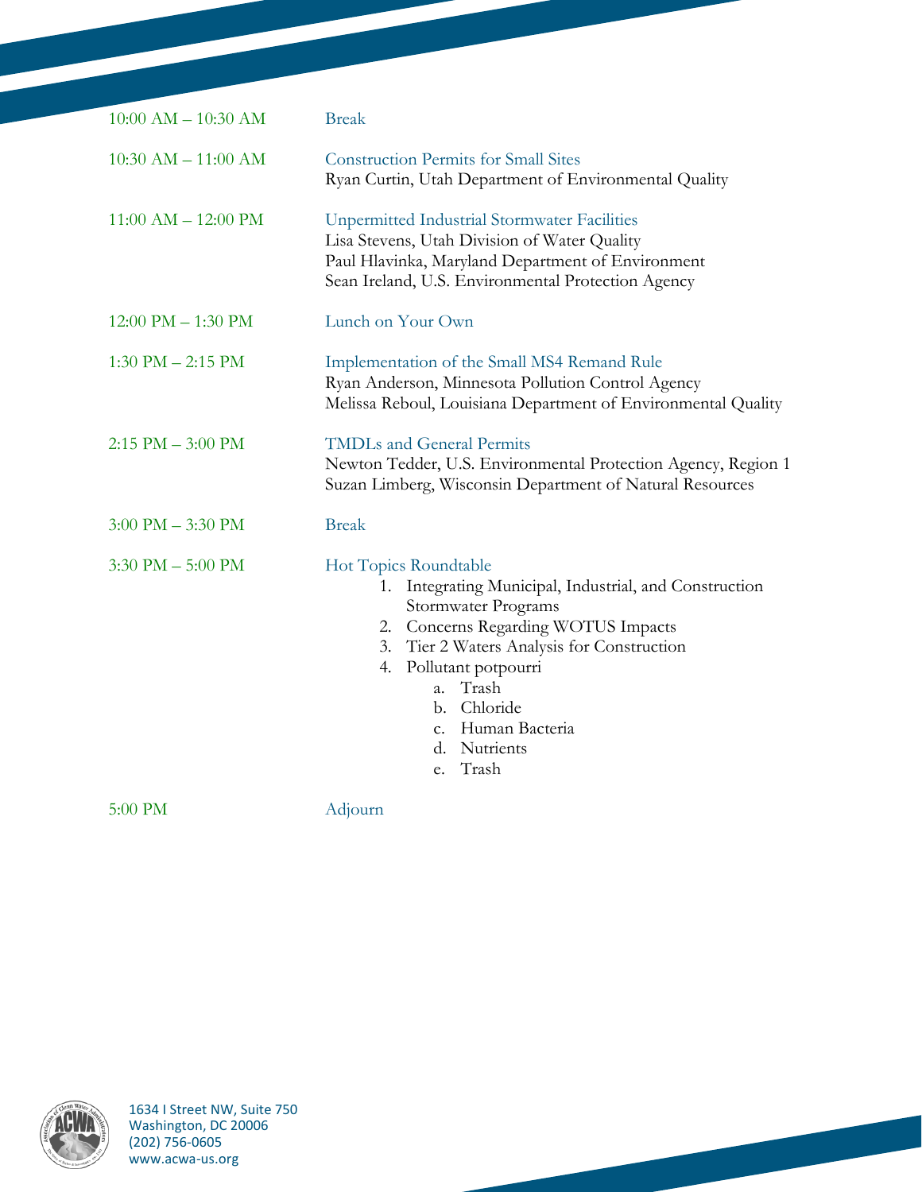| | |
|---|---|
| 10:00 AM – 10:30 AM | Break |
| 10:30 AM – 11:00 AM | Construction Permits for Small Sites<br>Ryan Curtin, Utah Department of Environmental Quality |
| 11:00 AM – 12:00 PM | Unpermitted Industrial Stormwater Facilities<br>Lisa Stevens, Utah Division of Water Quality<br>Paul Hlavinka, Maryland Department of Environment<br>Sean Ireland, U.S. Environmental Protection Agency |
| 12:00 PM – 1:30 PM | Lunch on Your Own |
| 1:30 PM – 2:15 PM | Implementation of the Small MS4 Remand Rule<br>Ryan Anderson, Minnesota Pollution Control Agency<br>Melissa Reboul, Louisiana Department of Environmental Quality |
| 2:15 PM – 3:00 PM | TMDLs and General Permits<br>Newton Tedder, U.S. Environmental Protection Agency, Region 1<br>Suzan Limberg, Wisconsin Department of Natural Resources |
| 3:00 PM – 3:30 PM | Break |
| 3:30 PM – 5:00 PM | Hot Topics Roundtable<br>1. Integrating Municipal, Industrial, and Construction Stormwater Programs<br>2. Concerns Regarding WOTUS Impacts<br>3. Tier 2 Waters Analysis for Construction<br>4. Pollutant potpourri<br>a. Trash<br>b. Chloride<br>c. Human Bacteria<br>d. Nutrients<br>e. Trash |
| 5:00 PM | Adjourn |

1634 I Street NW, Suite 750
Washington, DC 20006
(202) 756-0605
www.acwa-us.org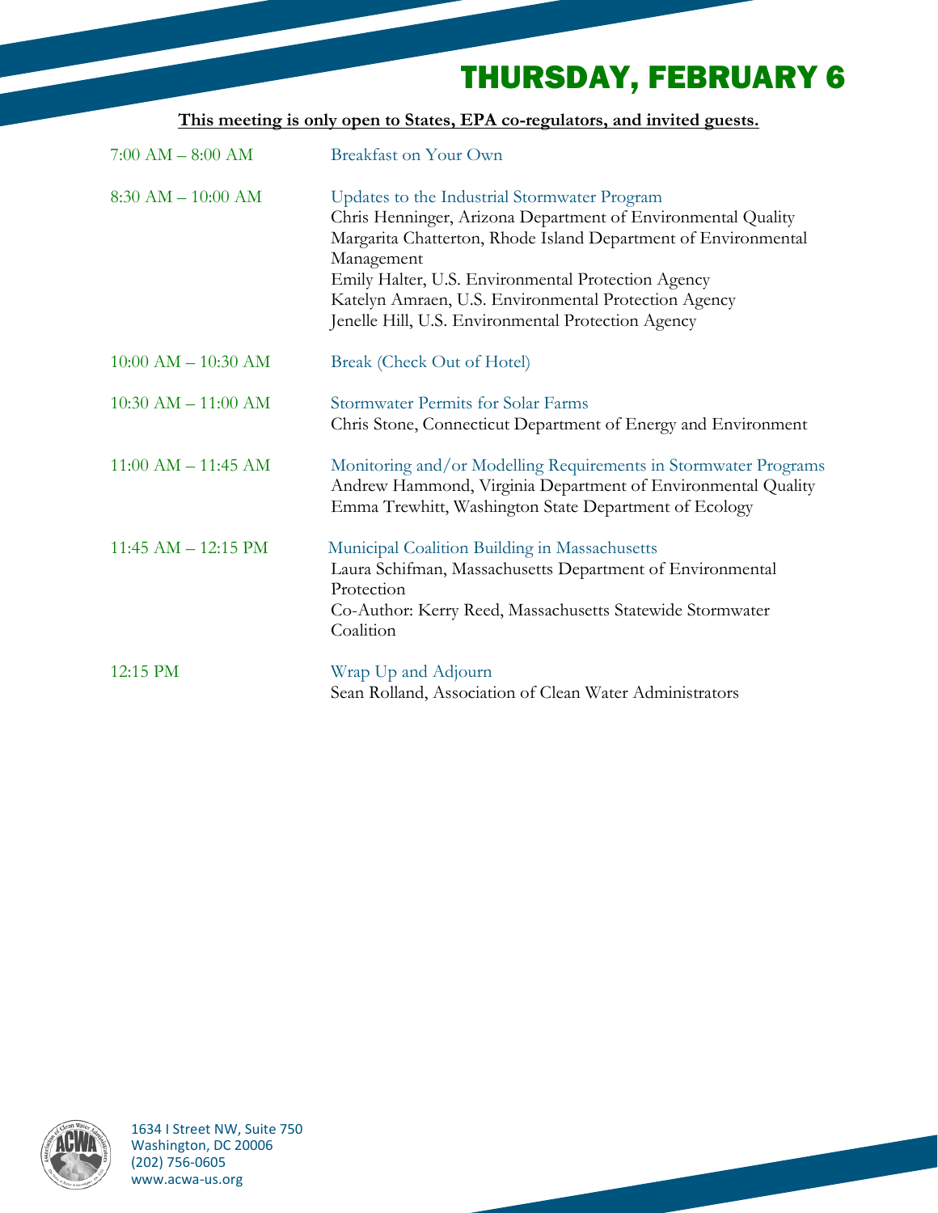# THURSDAY, FEBRUARY 6

**This meeting is only open to States, EPA co-regulators, and invited guests.**

7:00 AM – 8:00 AM — Breakfast on Your Own

8:30 AM – 10:00 AM — Updates to the Industrial Stormwater Program
Chris Henninger, Arizona Department of Environmental Quality
Margarita Chatterton, Rhode Island Department of Environmental Management
Emily Halter, U.S. Environmental Protection Agency
Katelyn Amraen, U.S. Environmental Protection Agency
Jenelle Hill, U.S. Environmental Protection Agency

10:00 AM – 10:30 AM — Break (Check Out of Hotel)

10:30 AM – 11:00 AM — Stormwater Permits for Solar Farms
Chris Stone, Connecticut Department of Energy and Environment

11:00 AM – 11:45 AM — Monitoring and/or Modelling Requirements in Stormwater Programs
Andrew Hammond, Virginia Department of Environmental Quality
Emma Trewhitt, Washington State Department of Ecology

11:45 AM – 12:15 PM — Municipal Coalition Building in Massachusetts
Laura Schifman, Massachusetts Department of Environmental Protection
Co-Author: Kerry Reed, Massachusetts Statewide Stormwater Coalition

12:15 PM — Wrap Up and Adjourn
Sean Rolland, Association of Clean Water Administrators

1634 I Street NW, Suite 750
Washington, DC 20006
(202) 756-0605
www.acwa-us.org